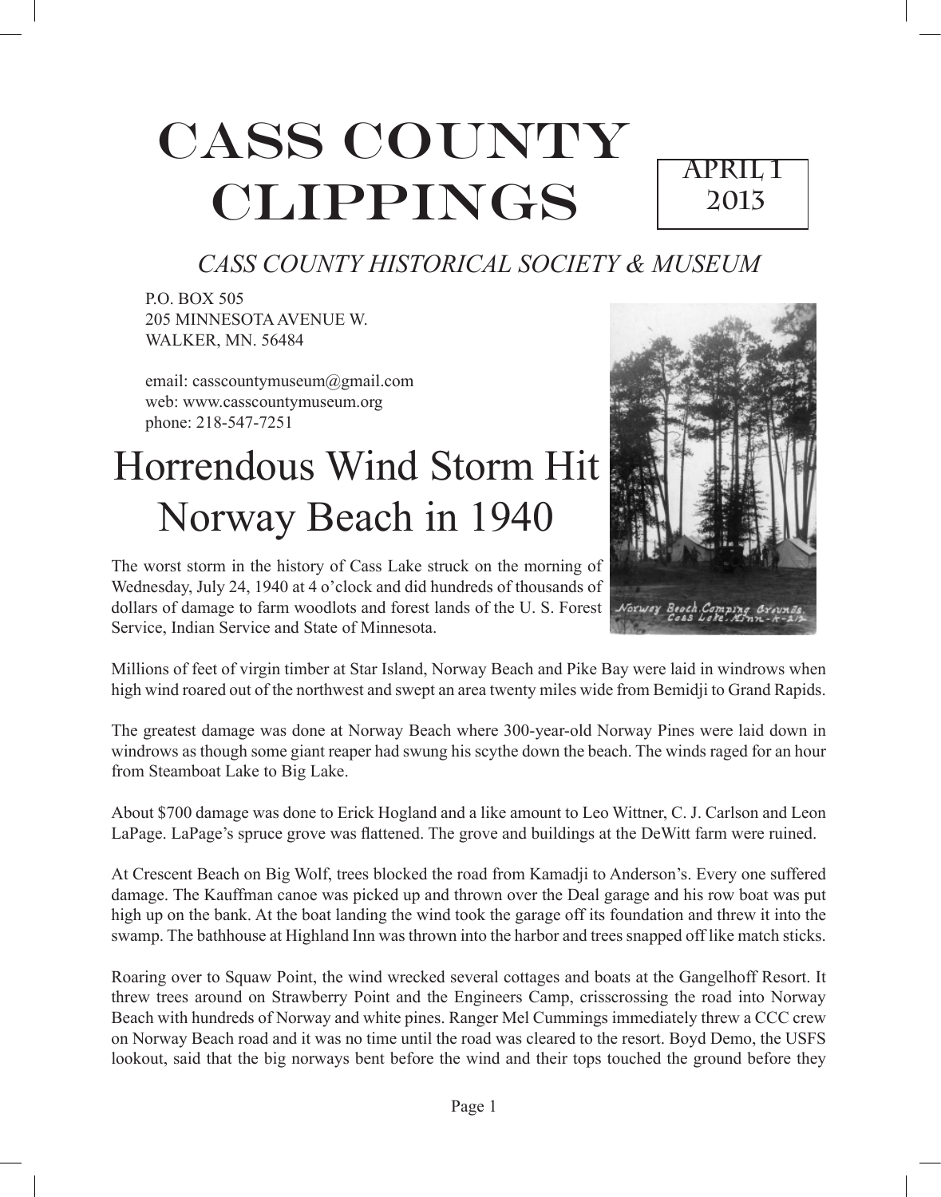# CASS COUNTY CLIPPINGS

APRIL 1 2013

*CASS COUNTY HISTORICAL SOCIETY & MUSEUM*

P.O. BOX 505
205 MINNESOTA AVENUE W.
WALKER, MN. 56484

email: casscountymuseum@gmail.com
web: www.casscountymuseum.org
phone: 218-547-7251

# Horrendous Wind Storm Hit Norway Beach in 1940

The worst storm in the history of Cass Lake struck on the morning of Wednesday, July 24, 1940 at 4 o'clock and did hundreds of thousands of dollars of damage to farm woodlots and forest lands of the U. S. Forest Service, Indian Service and State of Minnesota.

Norway Beach Camping Grounds. Cass Lake. Minn-K-212

Millions of feet of virgin timber at Star Island, Norway Beach and Pike Bay were laid in windrows when high wind roared out of the northwest and swept an area twenty miles wide from Bemidji to Grand Rapids.

The greatest damage was done at Norway Beach where 300-year-old Norway Pines were laid down in windrows as though some giant reaper had swung his scythe down the beach. The winds raged for an hour from Steamboat Lake to Big Lake.

About $700 damage was done to Erick Hogland and a like amount to Leo Wittner, C. J. Carlson and Leon LaPage. LaPage's spruce grove was flattened. The grove and buildings at the DeWitt farm were ruined.

At Crescent Beach on Big Wolf, trees blocked the road from Kamadji to Anderson's. Every one suffered damage. The Kauffman canoe was picked up and thrown over the Deal garage and his row boat was put high up on the bank. At the boat landing the wind took the garage off its foundation and threw it into the swamp. The bathhouse at Highland Inn was thrown into the harbor and trees snapped off like match sticks.

Roaring over to Squaw Point, the wind wrecked several cottages and boats at the Gangelhoff Resort. It threw trees around on Strawberry Point and the Engineers Camp, crisscrossing the road into Norway Beach with hundreds of Norway and white pines. Ranger Mel Cummings immediately threw a CCC crew on Norway Beach road and it was no time until the road was cleared to the resort. Boyd Demo, the USFS lookout, said that the big norways bent before the wind and their tops touched the ground before they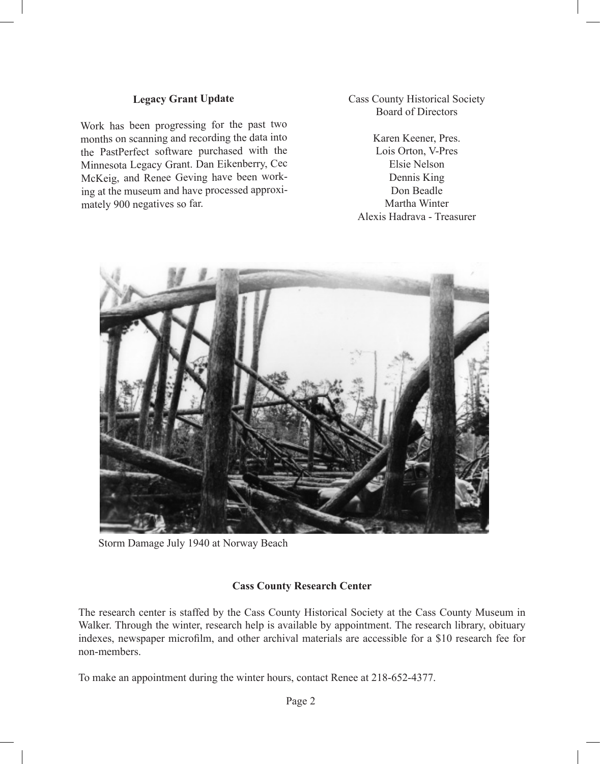## Legacy Grant Update

Work has been progressing for the past two months on scanning and recording the data into the PastPerfect software purchased with the Minnesota Legacy Grant. Dan Eikenberry, Cec McKeig, and Renee Geving have been working at the museum and have processed approximately 900 negatives so far.

Cass County Historical Society
Board of Directors

Karen Keener, Pres.
Lois Orton, V-Pres
Elsie Nelson
Dennis King
Don Beadle
Martha Winter
Alexis Hadrava - Treasurer

Storm Damage July 1940 at Norway Beach

## Cass County Research Center

The research center is staffed by the Cass County Historical Society at the Cass County Museum in Walker. Through the winter, research help is available by appointment. The research library, obituary indexes, newspaper microfilm, and other archival materials are accessible for a $10 research fee for non-members.

To make an appointment during the winter hours, contact Renee at 218-652-4377.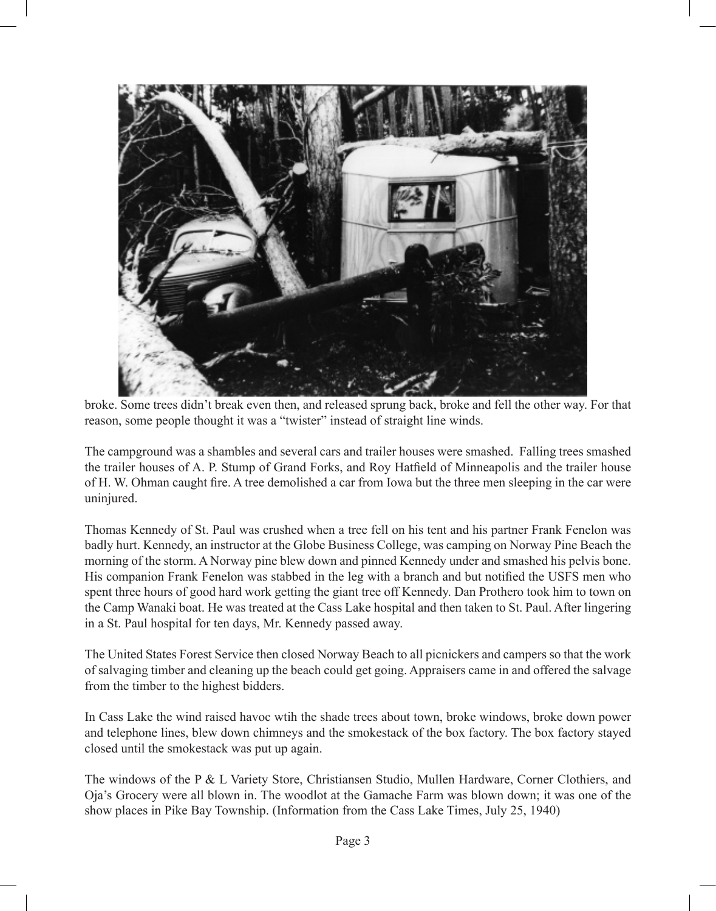broke. Some trees didn't break even then, and released sprung back, broke and fell the other way. For that reason, some people thought it was a "twister" instead of straight line winds.

The campground was a shambles and several cars and trailer houses were smashed. Falling trees smashed the trailer houses of A. P. Stump of Grand Forks, and Roy Hatfield of Minneapolis and the trailer house of H. W. Ohman caught fire. A tree demolished a car from Iowa but the three men sleeping in the car were uninjured.

Thomas Kennedy of St. Paul was crushed when a tree fell on his tent and his partner Frank Fenelon was badly hurt. Kennedy, an instructor at the Globe Business College, was camping on Norway Pine Beach the morning of the storm. A Norway pine blew down and pinned Kennedy under and smashed his pelvis bone. His companion Frank Fenelon was stabbed in the leg with a branch and but notified the USFS men who spent three hours of good hard work getting the giant tree off Kennedy. Dan Prothero took him to town on the Camp Wanaki boat. He was treated at the Cass Lake hospital and then taken to St. Paul. After lingering in a St. Paul hospital for ten days, Mr. Kennedy passed away.

The United States Forest Service then closed Norway Beach to all picnickers and campers so that the work of salvaging timber and cleaning up the beach could get going. Appraisers came in and offered the salvage from the timber to the highest bidders.

In Cass Lake the wind raised havoc wtih the shade trees about town, broke windows, broke down power and telephone lines, blew down chimneys and the smokestack of the box factory. The box factory stayed closed until the smokestack was put up again.

The windows of the P & L Variety Store, Christiansen Studio, Mullen Hardware, Corner Clothiers, and Oja's Grocery were all blown in. The woodlot at the Gamache Farm was blown down; it was one of the show places in Pike Bay Township. (Information from the Cass Lake Times, July 25, 1940)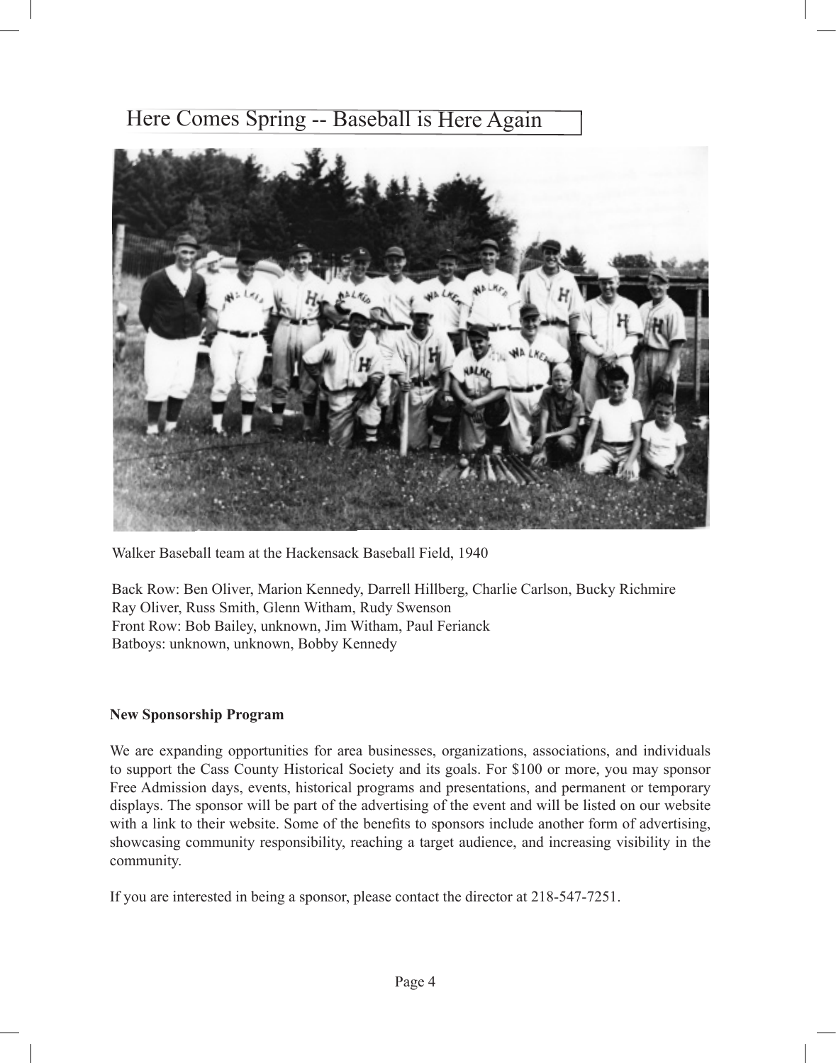# Here Comes Spring -- Baseball is Here Again

Walker Baseball team at the Hackensack Baseball Field, 1940

Back Row: Ben Oliver, Marion Kennedy, Darrell Hillberg, Charlie Carlson, Bucky Richmire
Ray Oliver, Russ Smith, Glenn Witham, Rudy Swenson
Front Row: Bob Bailey, unknown, Jim Witham, Paul Ferianck
Batboys: unknown, unknown, Bobby Kennedy

**New Sponsorship Program**

We are expanding opportunities for area businesses, organizations, associations, and individuals to support the Cass County Historical Society and its goals. For $100 or more, you may sponsor Free Admission days, events, historical programs and presentations, and permanent or temporary displays. The sponsor will be part of the advertising of the event and will be listed on our website with a link to their website. Some of the benefits to sponsors include another form of advertising, showcasing community responsibility, reaching a target audience, and increasing visibility in the community.

If you are interested in being a sponsor, please contact the director at 218-547-7251.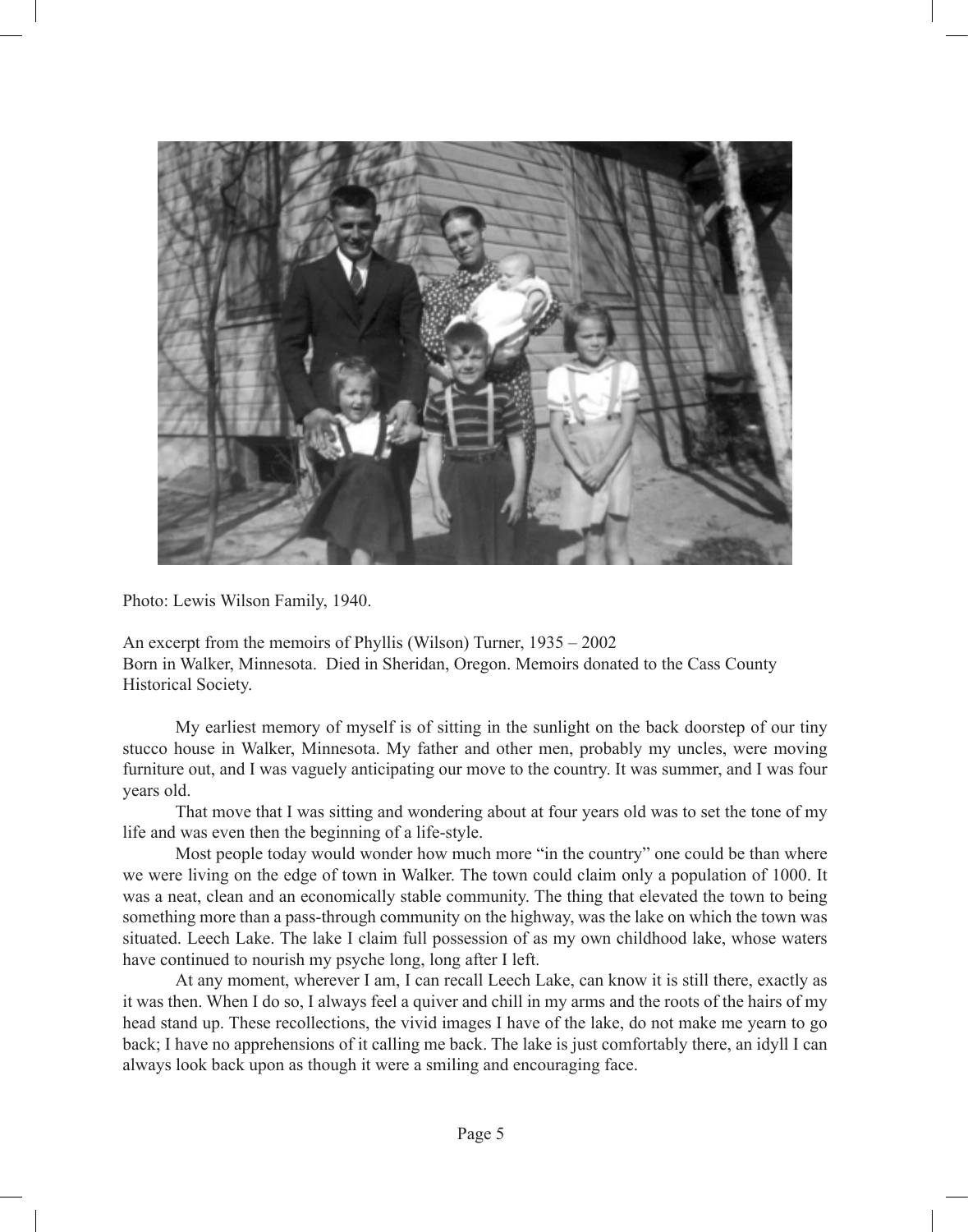Photo: Lewis Wilson Family, 1940.

An excerpt from the memoirs of Phyllis (Wilson) Turner, 1935 – 2002
Born in Walker, Minnesota. Died in Sheridan, Oregon. Memoirs donated to the Cass County Historical Society.

My earliest memory of myself is of sitting in the sunlight on the back doorstep of our tiny stucco house in Walker, Minnesota. My father and other men, probably my uncles, were moving furniture out, and I was vaguely anticipating our move to the country. It was summer, and I was four years old.

That move that I was sitting and wondering about at four years old was to set the tone of my life and was even then the beginning of a life-style.

Most people today would wonder how much more "in the country" one could be than where we were living on the edge of town in Walker. The town could claim only a population of 1000. It was a neat, clean and an economically stable community. The thing that elevated the town to being something more than a pass-through community on the highway, was the lake on which the town was situated. Leech Lake. The lake I claim full possession of as my own childhood lake, whose waters have continued to nourish my psyche long, long after I left.

At any moment, wherever I am, I can recall Leech Lake, can know it is still there, exactly as it was then. When I do so, I always feel a quiver and chill in my arms and the roots of the hairs of my head stand up. These recollections, the vivid images I have of the lake, do not make me yearn to go back; I have no apprehensions of it calling me back. The lake is just comfortably there, an idyll I can always look back upon as though it were a smiling and encouraging face.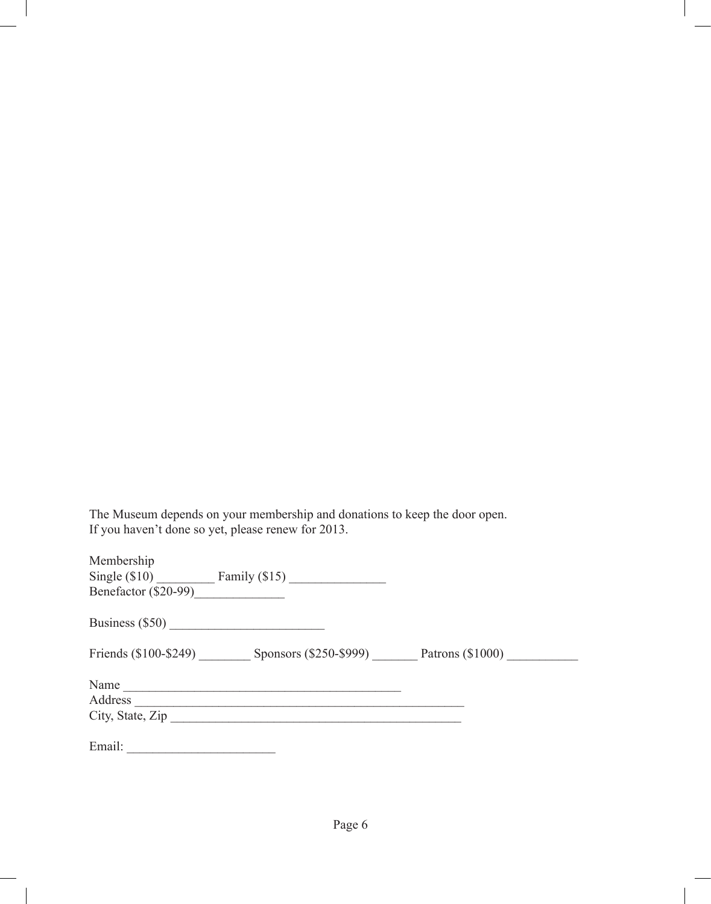The Museum depends on your membership and donations to keep the door open.
If you haven't done so yet, please renew for 2013.

Membership
Single ($10) _________ Family ($15) _______________
Benefactor ($20-99)______________

Business ($50) ________________________

Friends ($100-$249) ________ Sponsors ($250-$999) _______ Patrons ($1000) ___________

Name ___________________________________________
Address ___________________________________________________
City, State, Zip _____________________________________________

Email: _______________________